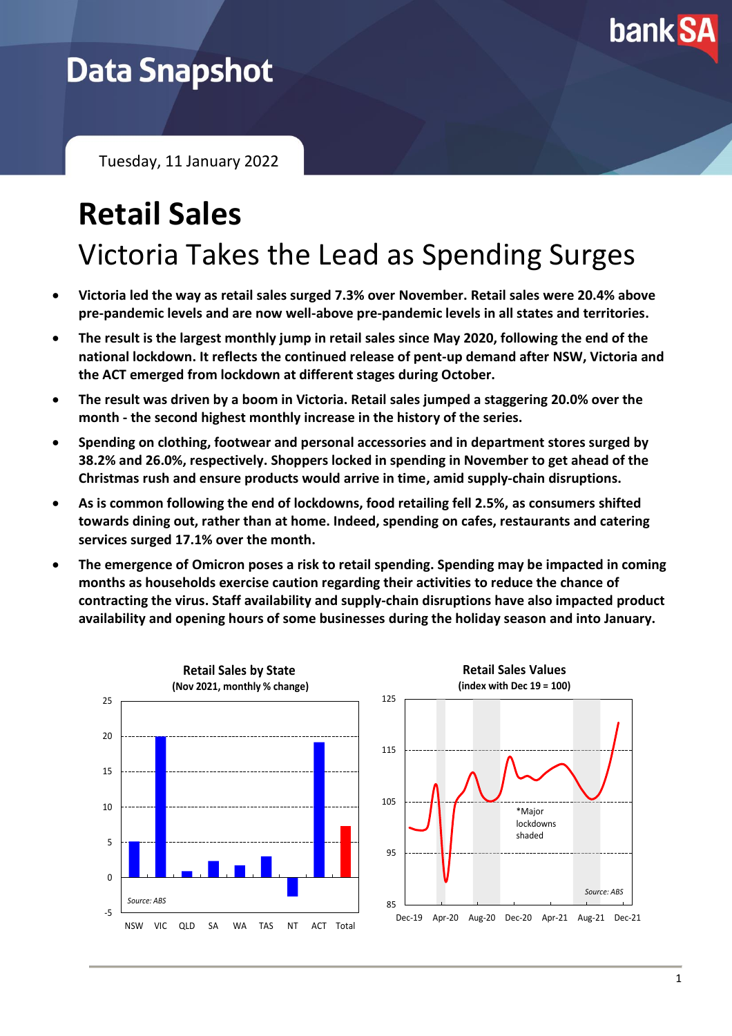# Data Snapshot

Tuesday, 11 January 2022

# Retail Sales

## Victoria Takes the Lead as Spending Surges

- **Victoria led the way as retail sales surged 7.3% over November. Retail sales were 20.4% above pre-pandemic levels and are now well-above pre-pandemic levels in all states and territories.**
- **The result is the largest monthly jump in retail sales since May 2020, following the end of the national lockdown. It reflects the continued release of pent-up demand after NSW, Victoria and the ACT emerged from lockdown at different stages during October.**
- **The result was driven by a boom in Victoria. Retail sales jumped a staggering 20.0% over the month - the second highest monthly increase in the history of the series.**
- **Spending on clothing, footwear and personal accessories and in department stores surged by 38.2% and 26.0%, respectively. Shoppers locked in spending in November to get ahead of the Christmas rush and ensure products would arrive in time, amid supply-chain disruptions.**
- **As is common following the end of lockdowns, food retailing fell 2.5%, as consumers shifted towards dining out, rather than at home. Indeed, spending on cafes, restaurants and catering services surged 17.1% over the month.**
- **The emergence of Omicron poses a risk to retail spending. Spending may be impacted in coming months as households exercise caution regarding their activities to reduce the chance of contracting the virus. Staff availability and supply-chain disruptions have also impacted product availability and opening hours of some businesses during the holiday season and into January.**

**Retail Sales by State**
**(Nov 2021, monthly % change)**

Source: ABS

**Retail Sales Values**
**(index with Dec 19 = 100)**

*Major lockdowns shaded

Source: ABS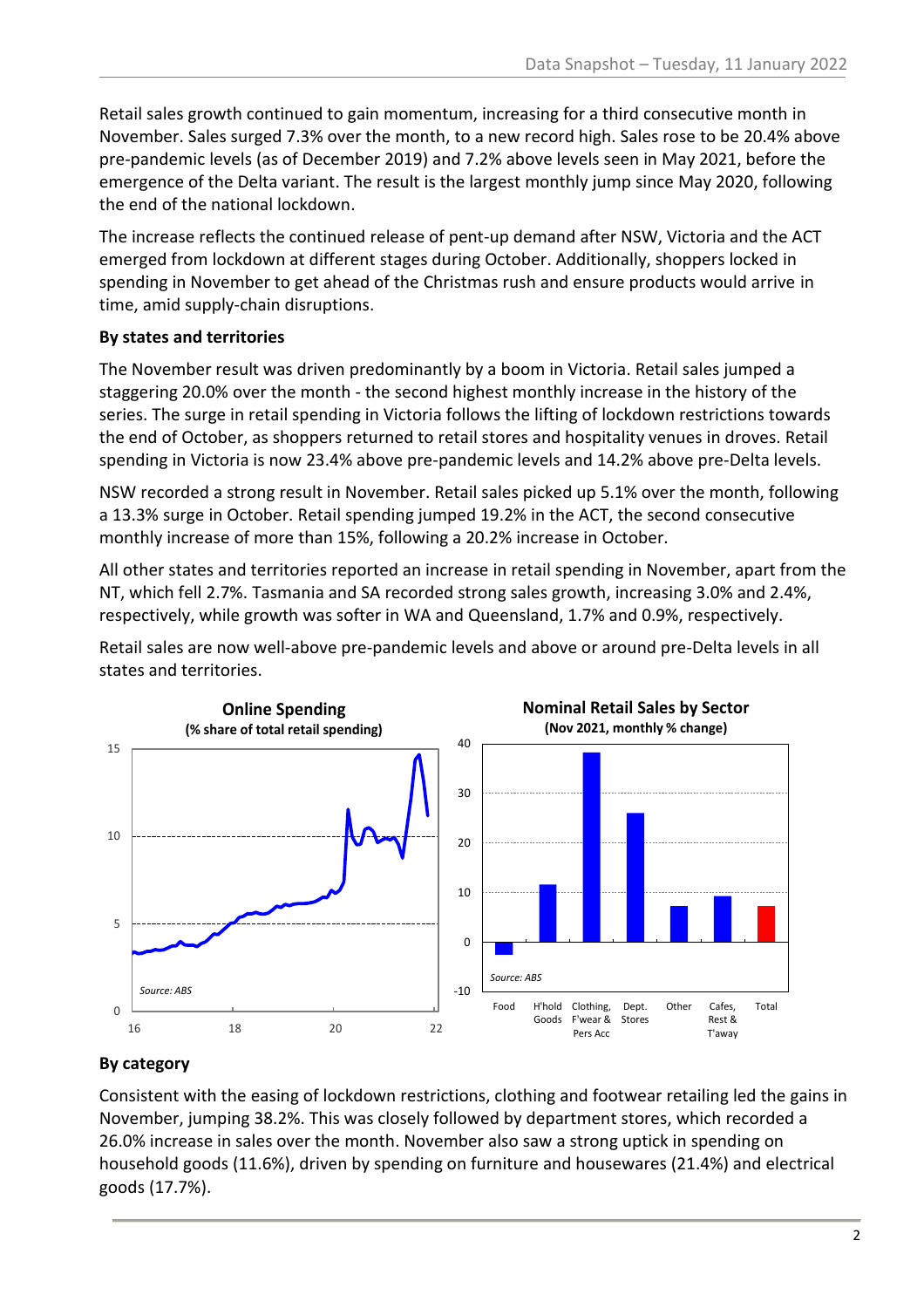Retail sales growth continued to gain momentum, increasing for a third consecutive month in November. Sales surged 7.3% over the month, to a new record high. Sales rose to be 20.4% above pre-pandemic levels (as of December 2019) and 7.2% above levels seen in May 2021, before the emergence of the Delta variant. The result is the largest monthly jump since May 2020, following the end of the national lockdown.

The increase reflects the continued release of pent-up demand after NSW, Victoria and the ACT emerged from lockdown at different stages during October. Additionally, shoppers locked in spending in November to get ahead of the Christmas rush and ensure products would arrive in time, amid supply-chain disruptions.

**By states and territories**

The November result was driven predominantly by a boom in Victoria. Retail sales jumped a staggering 20.0% over the month - the second highest monthly increase in the history of the series. The surge in retail spending in Victoria follows the lifting of lockdown restrictions towards the end of October, as shoppers returned to retail stores and hospitality venues in droves. Retail spending in Victoria is now 23.4% above pre-pandemic levels and 14.2% above pre-Delta levels.

NSW recorded a strong result in November. Retail sales picked up 5.1% over the month, following a 13.3% surge in October. Retail spending jumped 19.2% in the ACT, the second consecutive monthly increase of more than 15%, following a 20.2% increase in October.

All other states and territories reported an increase in retail spending in November, apart from the NT, which fell 2.7%. Tasmania and SA recorded strong sales growth, increasing 3.0% and 2.4%, respectively, while growth was softer in WA and Queensland, 1.7% and 0.9%, respectively.

Retail sales are now well-above pre-pandemic levels and above or around pre-Delta levels in all states and territories.

**Online Spending**
**(% share of total retail spending)**

Source: ABS

**Nominal Retail Sales by Sector**
**(Nov 2021, monthly % change)**

Source: ABS

**By category**

Consistent with the easing of lockdown restrictions, clothing and footwear retailing led the gains in November, jumping 38.2%. This was closely followed by department stores, which recorded a 26.0% increase in sales over the month. November also saw a strong uptick in spending on household goods (11.6%), driven by spending on furniture and housewares (21.4%) and electrical goods (17.7%).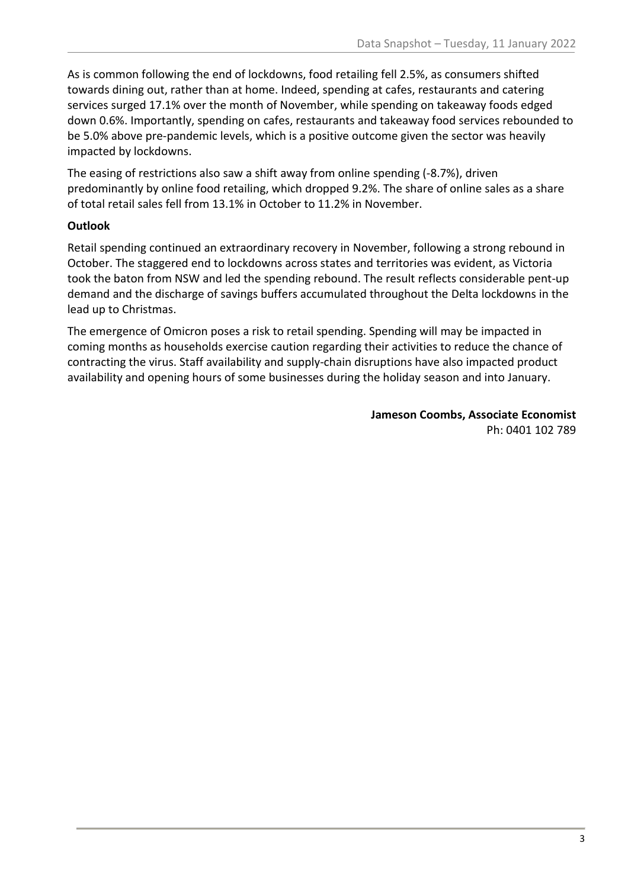As is common following the end of lockdowns, food retailing fell 2.5%, as consumers shifted towards dining out, rather than at home. Indeed, spending at cafes, restaurants and catering services surged 17.1% over the month of November, while spending on takeaway foods edged down 0.6%. Importantly, spending on cafes, restaurants and takeaway food services rebounded to be 5.0% above pre-pandemic levels, which is a positive outcome given the sector was heavily impacted by lockdowns.

The easing of restrictions also saw a shift away from online spending (-8.7%), driven predominantly by online food retailing, which dropped 9.2%. The share of online sales as a share of total retail sales fell from 13.1% in October to 11.2% in November.

**Outlook**

Retail spending continued an extraordinary recovery in November, following a strong rebound in October. The staggered end to lockdowns across states and territories was evident, as Victoria took the baton from NSW and led the spending rebound. The result reflects considerable pent-up demand and the discharge of savings buffers accumulated throughout the Delta lockdowns in the lead up to Christmas.

The emergence of Omicron poses a risk to retail spending. Spending will may be impacted in coming months as households exercise caution regarding their activities to reduce the chance of contracting the virus. Staff availability and supply-chain disruptions have also impacted product availability and opening hours of some businesses during the holiday season and into January.

**Jameson Coombs, Associate Economist**
Ph: 0401 102 789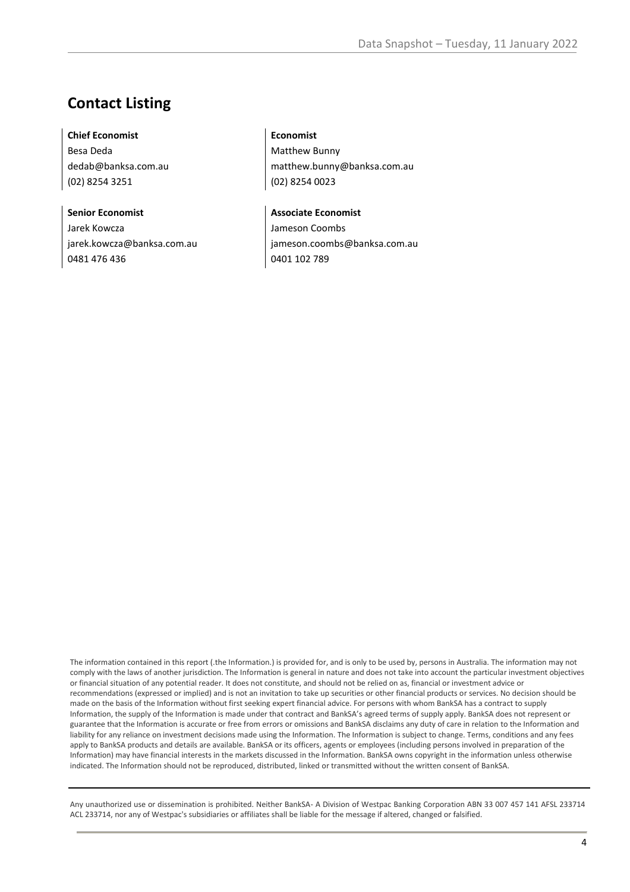## Contact Listing

**Chief Economist**
Besa Deda
dedab@banksa.com.au
(02) 8254 3251

**Economist**
Matthew Bunny
matthew.bunny@banksa.com.au
(02) 8254 0023

**Senior Economist**
Jarek Kowcza
jarek.kowcza@banksa.com.au
0481 476 436

**Associate Economist**
Jameson Coombs
jameson.coombs@banksa.com.au
0401 102 789

The information contained in this report (.the Information.) is provided for, and is only to be used by, persons in Australia. The information may not comply with the laws of another jurisdiction. The Information is general in nature and does not take into account the particular investment objectives or financial situation of any potential reader. It does not constitute, and should not be relied on as, financial or investment advice or recommendations (expressed or implied) and is not an invitation to take up securities or other financial products or services. No decision should be made on the basis of the Information without first seeking expert financial advice. For persons with whom BankSA has a contract to supply Information, the supply of the Information is made under that contract and BankSA's agreed terms of supply apply. BankSA does not represent or guarantee that the Information is accurate or free from errors or omissions and BankSA disclaims any duty of care in relation to the Information and liability for any reliance on investment decisions made using the Information. The Information is subject to change. Terms, conditions and any fees apply to BankSA products and details are available. BankSA or its officers, agents or employees (including persons involved in preparation of the Information) may have financial interests in the markets discussed in the Information. BankSA owns copyright in the information unless otherwise indicated. The Information should not be reproduced, distributed, linked or transmitted without the written consent of BankSA.

Any unauthorized use or dissemination is prohibited. Neither BankSA- A Division of Westpac Banking Corporation ABN 33 007 457 141 AFSL 233714 ACL 233714, nor any of Westpac's subsidiaries or affiliates shall be liable for the message if altered, changed or falsified.